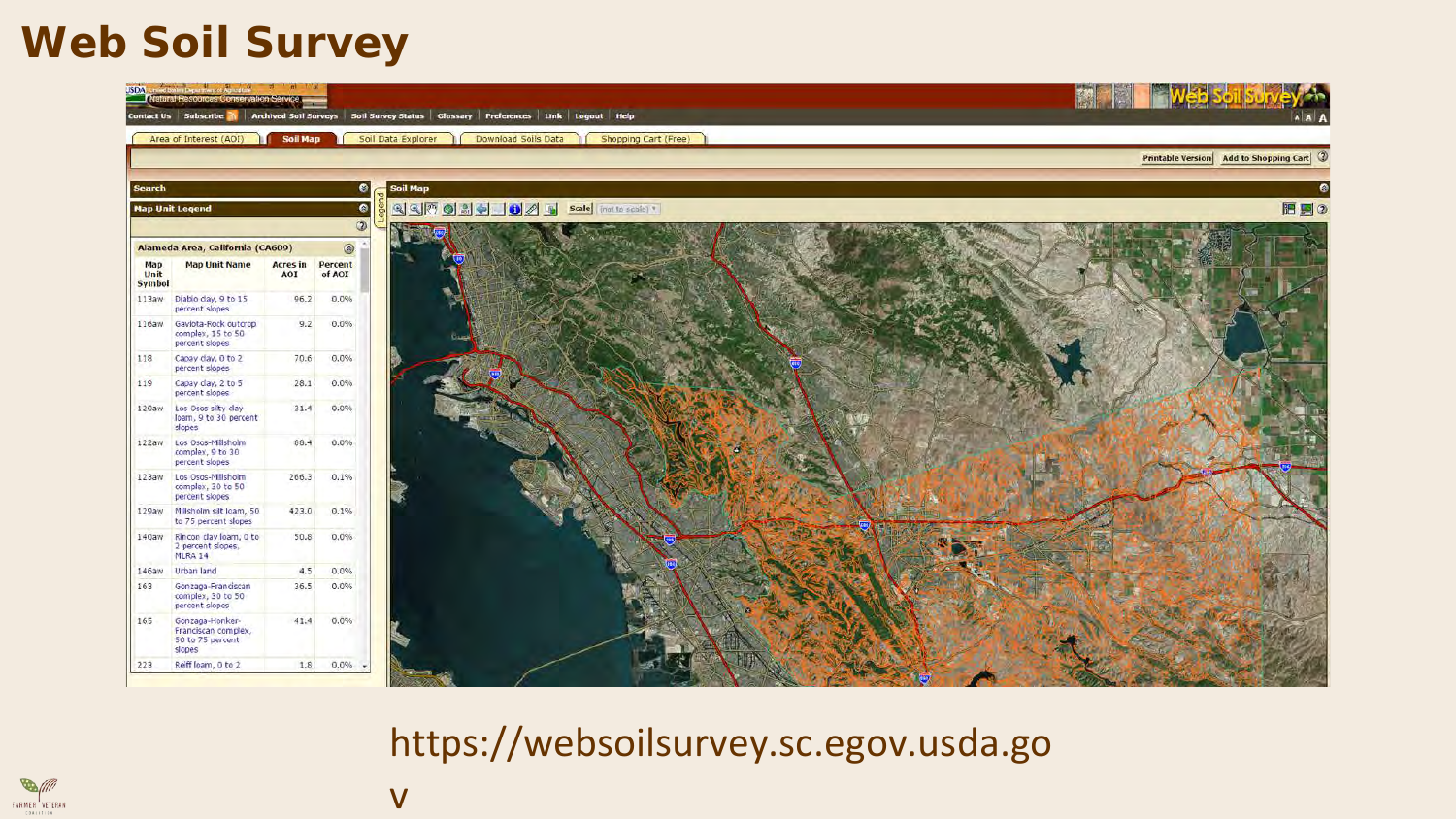# Web Soil Survey

https://websoilsurvey.sc.egov.usda.gov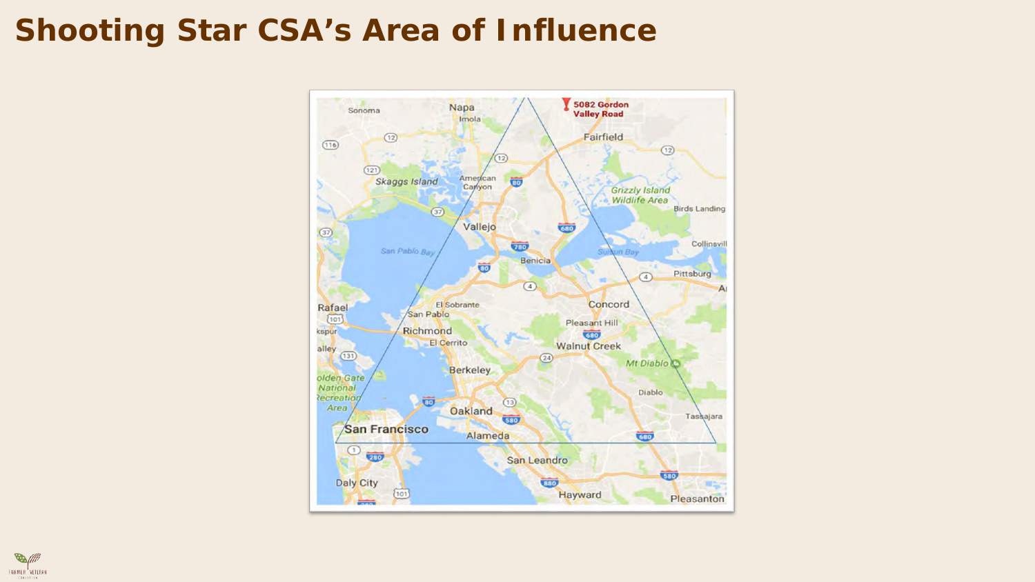# Shooting Star CSA's Area of Influence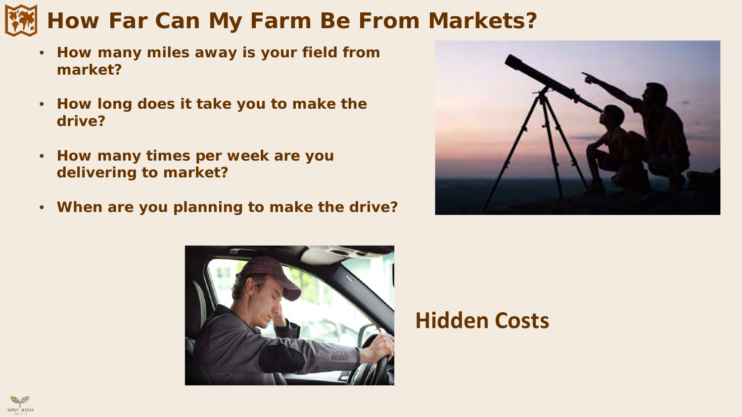# How Far Can My Farm Be From Markets?

- **How many miles away is your field from market?**
- **How long does it take you to make the drive?**
- **How many times per week are you delivering to market?**
- **When are you planning to make the drive?**

## Hidden Costs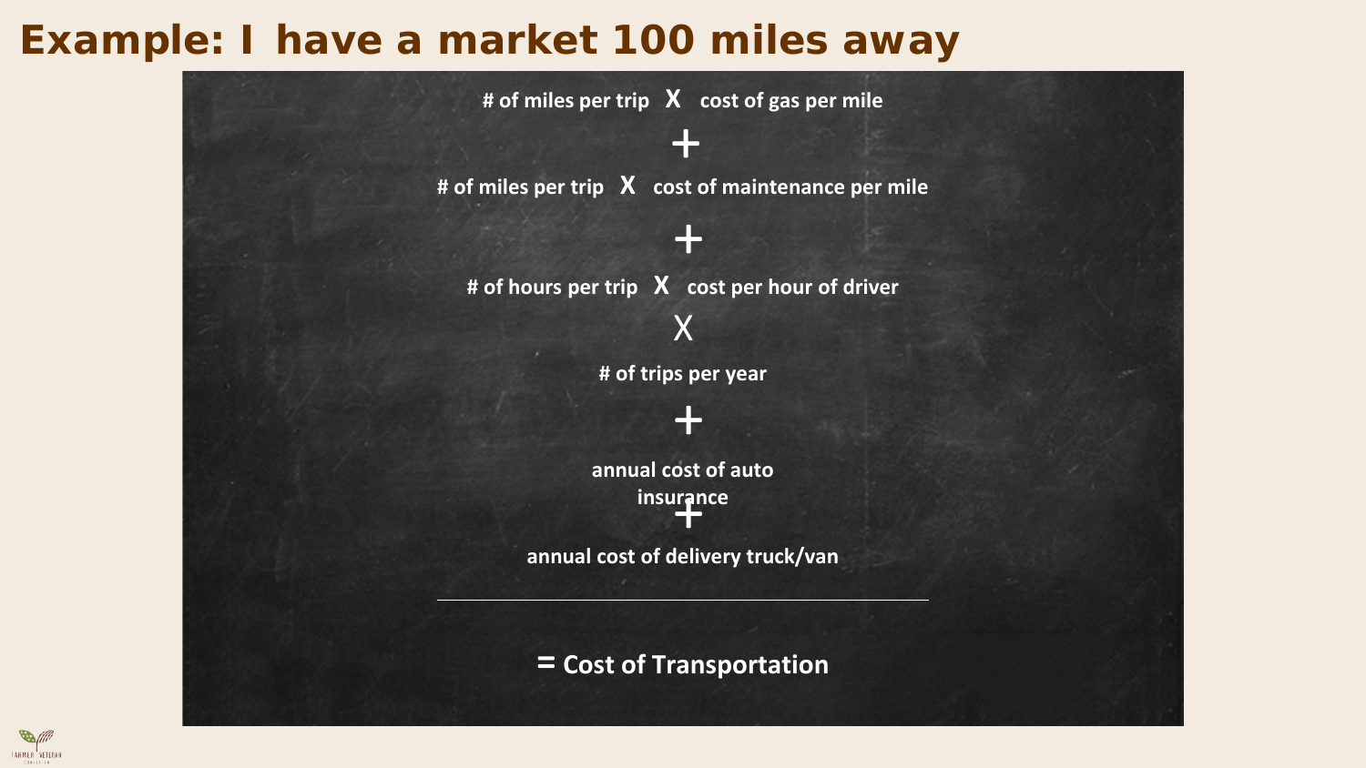# Example: I have a market 100 miles away

# of miles per trip **X** cost of gas per mile

**+**

# of miles per trip **X** cost of maintenance per mile

**+**

# of hours per trip **X** cost per hour of driver

**X**

# of trips per year

**+**

annual cost of auto insurance

**+**

annual cost of delivery truck/van

---

**= Cost of Transportation**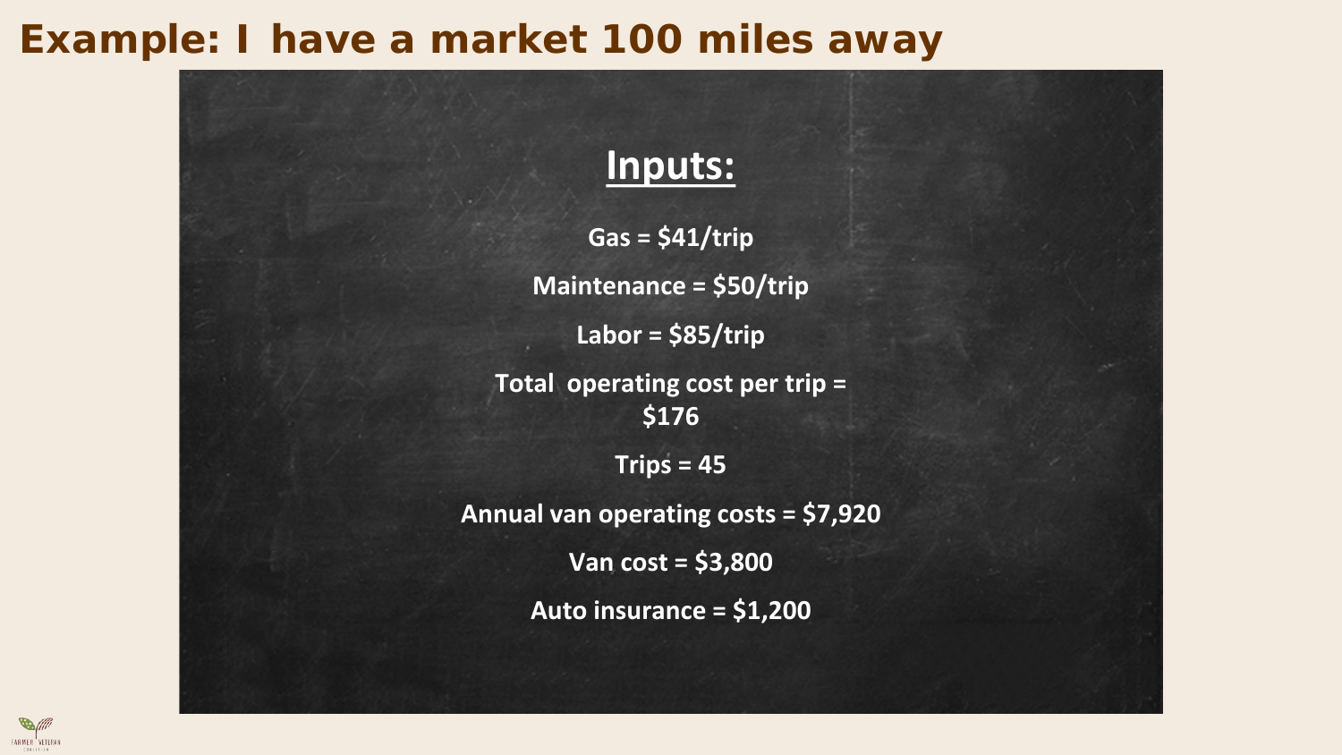# Example: I have a market 100 miles away

## Inputs:

**Gas = $41/trip**

**Maintenance = $50/trip**

**Labor = $85/trip**

**Total operating cost per trip = $176**

**Trips = 45**

**Annual van operating costs = $7,920**

**Van cost = $3,800**

**Auto insurance = $1,200**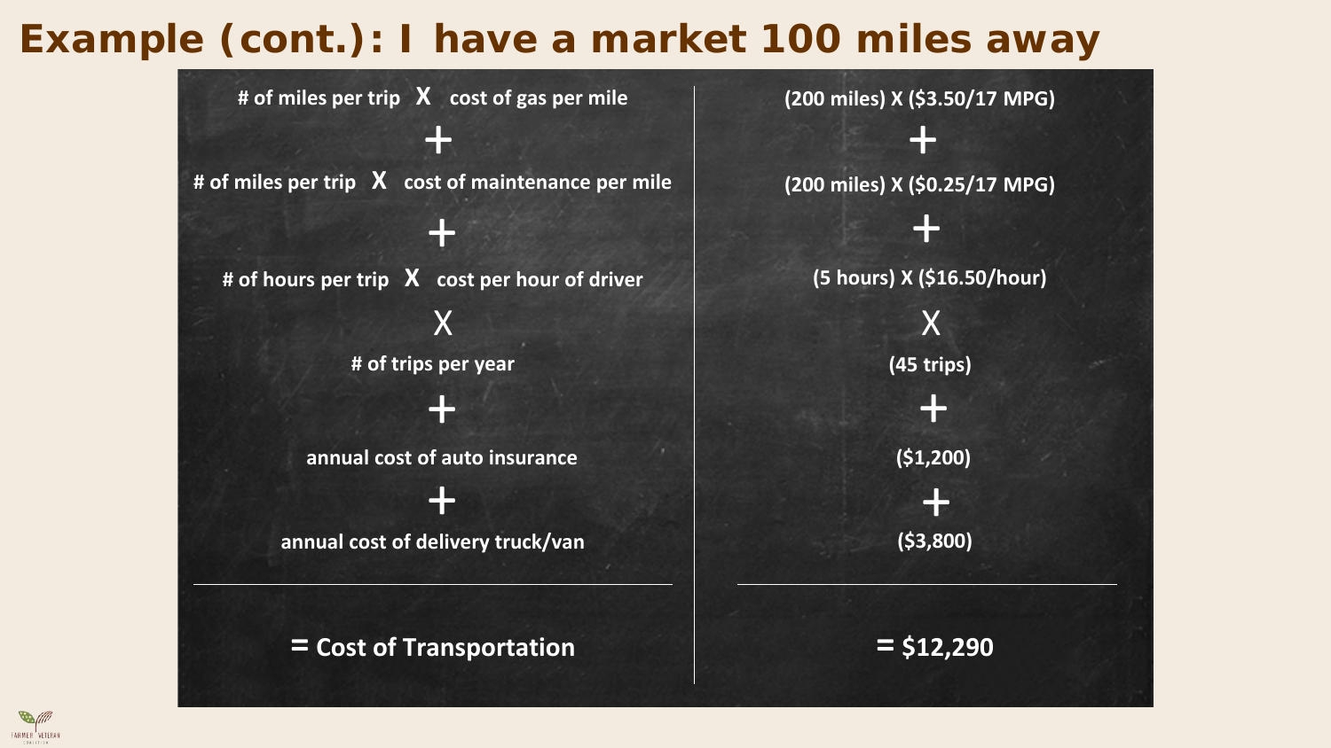# Example (cont.): I have a market 100 miles away

| | |
|---|---|
| **# of miles per trip X cost of gas per mile** | **(200 miles) X ($3.50/17 MPG)** |
| + | + |
| **# of miles per trip X cost of maintenance per mile** | **(200 miles) X ($0.25/17 MPG)** |
| + | + |
| **# of hours per trip X cost per hour of driver** | **(5 hours) X ($16.50/hour)** |
| X | X |
| **# of trips per year** | **(45 trips)** |
| + | + |
| **annual cost of auto insurance** | **($1,200)** |
| + | + |
| **annual cost of delivery truck/van** | **($3,800)** |
| **= Cost of Transportation** | **= $12,290** |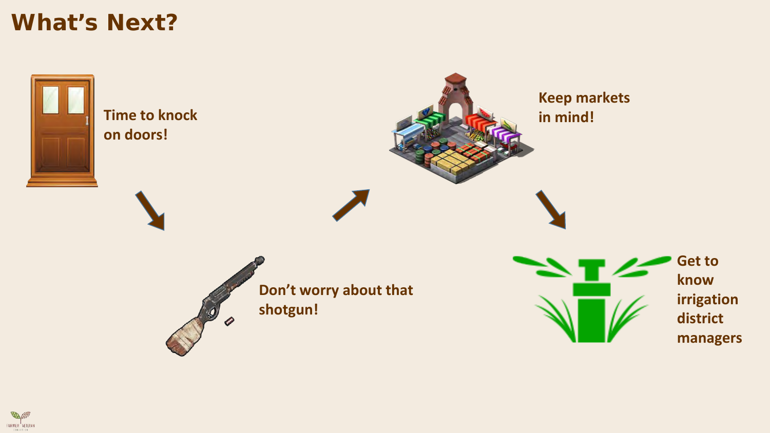# What's Next?

**Time to knock on doors!**

**Don't worry about that shotgun!**

**Keep markets in mind!**

**Get to know irrigation district managers**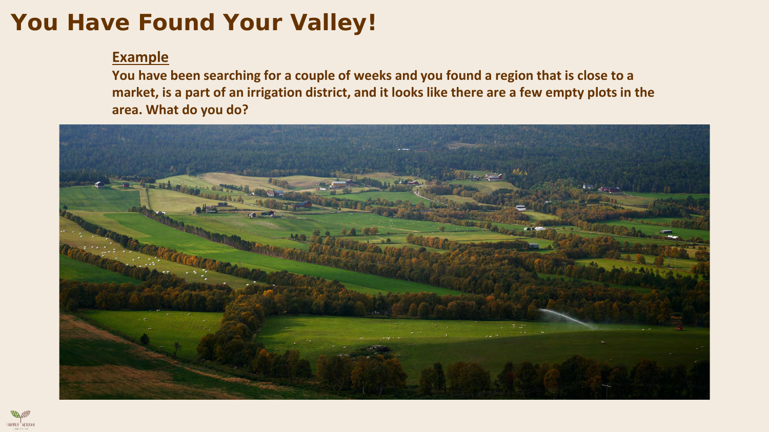# You Have Found Your Valley!

**Example**

**You have been searching for a couple of weeks and you found a region that is close to a market, is a part of an irrigation district, and it looks like there are a few empty plots in the area. What do you do?**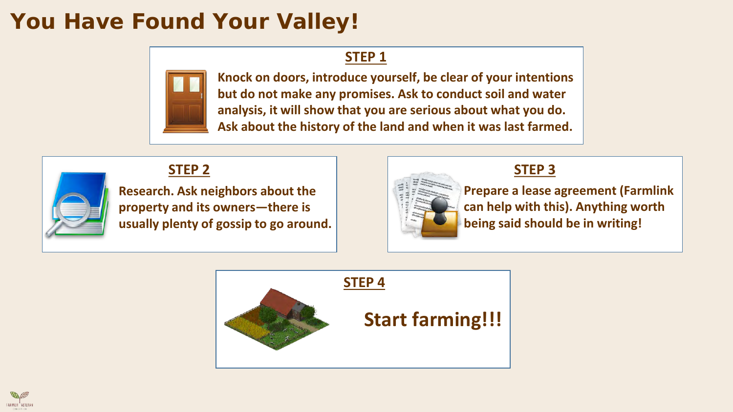# You Have Found Your Valley!

**STEP 1**

**Knock on doors, introduce yourself, be clear of your intentions but do not make any promises. Ask to conduct soil and water analysis, it will show that you are serious about what you do. Ask about the history of the land and when it was last farmed.**

**STEP 2**

**Research. Ask neighbors about the property and its owners—there is usually plenty of gossip to go around.**

**STEP 3**

**Prepare a lease agreement (Farmlink can help with this). Anything worth being said should be in writing!**

**STEP 4**

**Start farming!!!**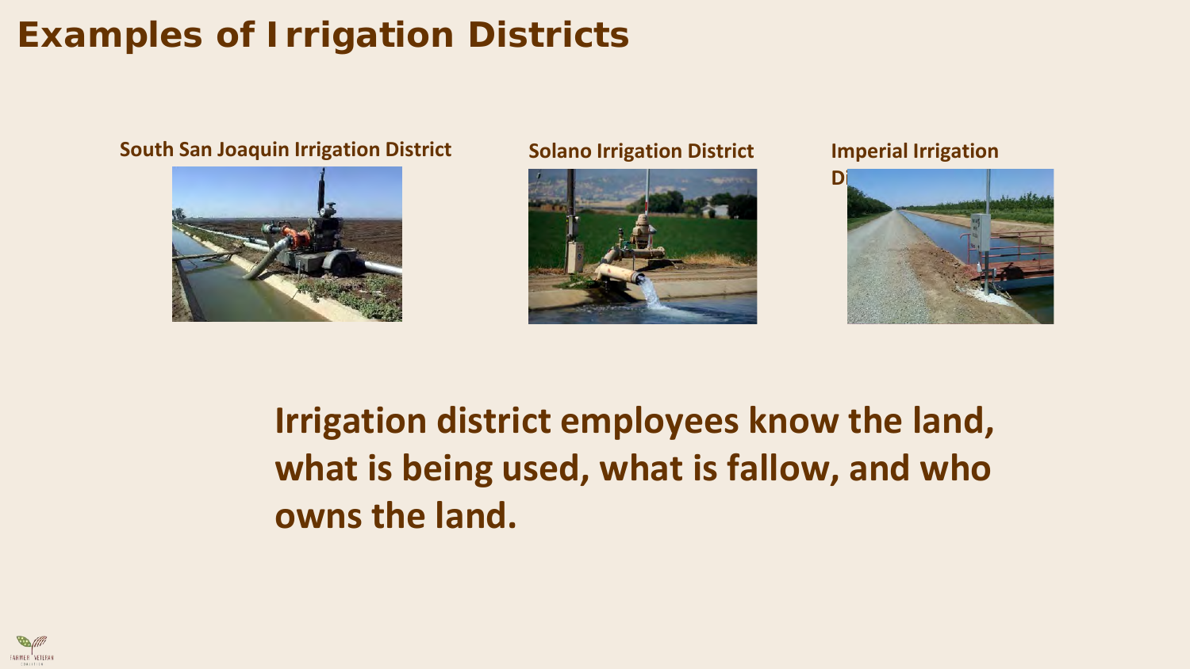# Examples of Irrigation Districts

**South San Joaquin Irrigation District**

**Solano Irrigation District**

**Imperial Irrigation District**

**Irrigation district employees know the land, what is being used, what is fallow, and who owns the land.**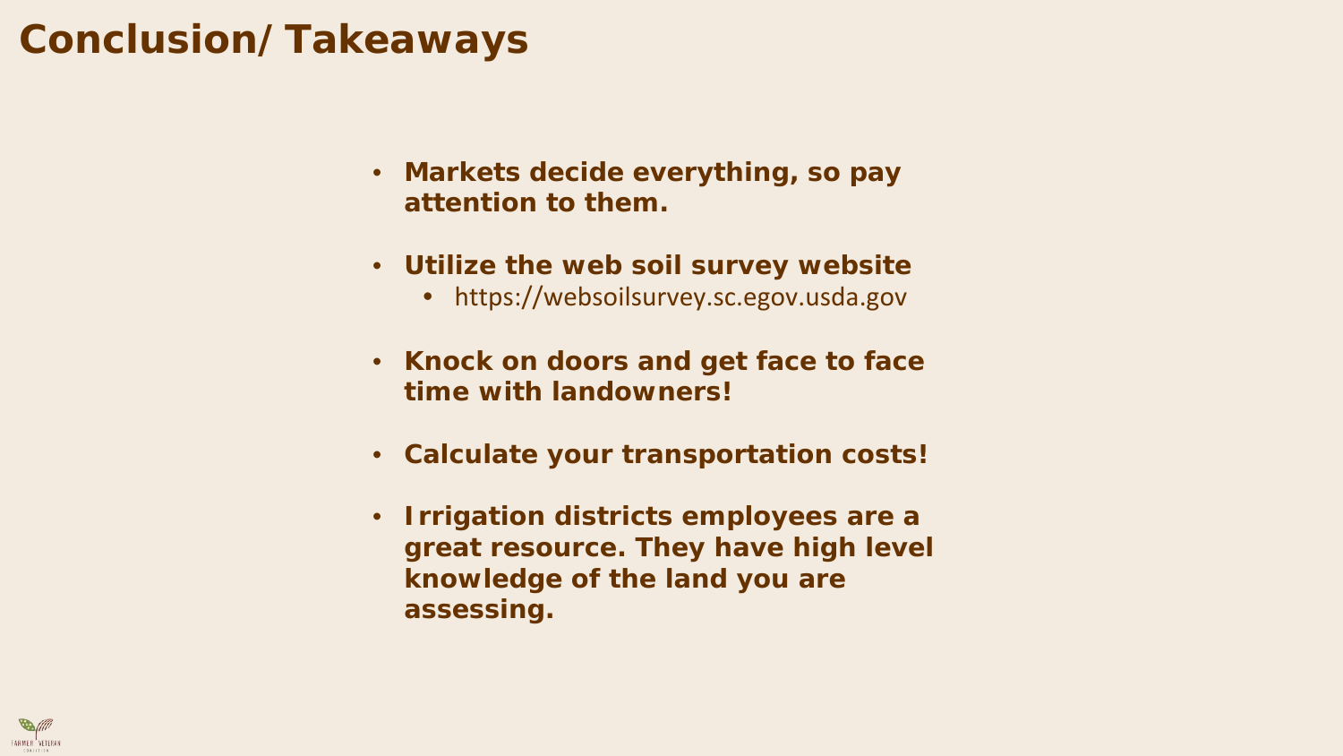# Conclusion/ Takeaways

- **Markets decide everything, so pay attention to them.**
- **Utilize the web soil survey website**
  - https://websoilsurvey.sc.egov.usda.gov
- **Knock on doors and get face to face time with landowners!**
- **Calculate your transportation costs!**
- **Irrigation districts employees are a great resource. They have high level knowledge of the land you are assessing.**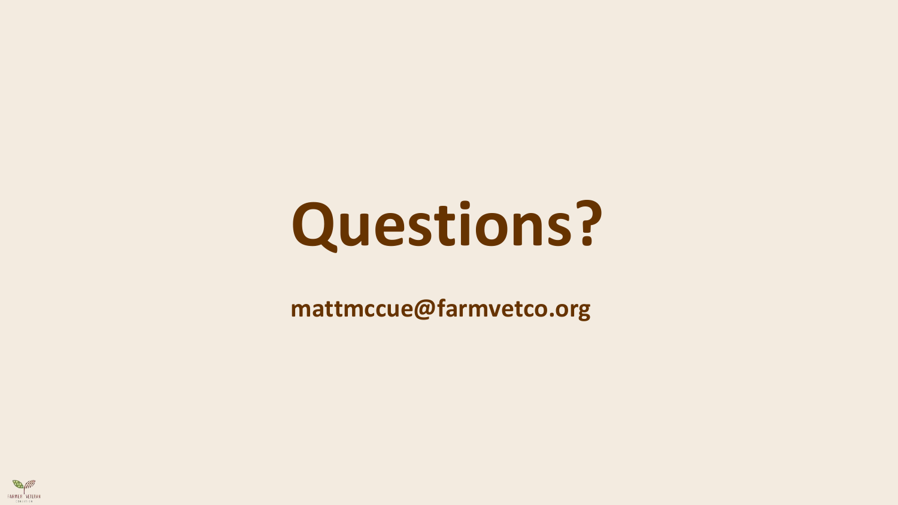# Questions?

**mattmccue@farmvetco.org**